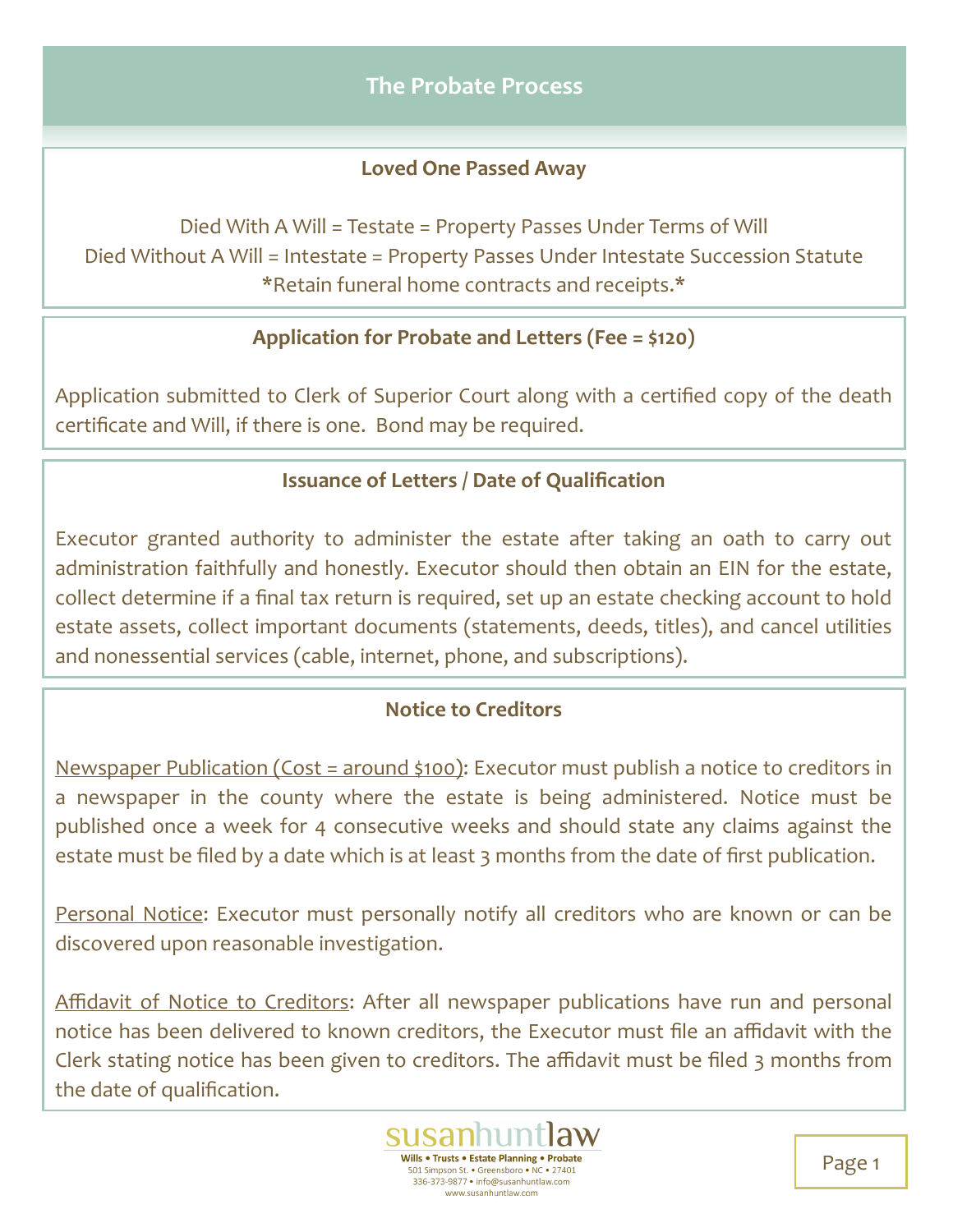# The Probate Process

## Loved One Passed Away

Died With A Will = Testate = Property Passes Under Terms of Will
Died Without A Will = Intestate = Property Passes Under Intestate Succession Statute
*Retain funeral home contracts and receipts.*

## Application for Probate and Letters (Fee = $120)

Application submitted to Clerk of Superior Court along with a certified copy of the death certificate and Will, if there is one. Bond may be required.

## Issuance of Letters / Date of Qualification

Executor granted authority to administer the estate after taking an oath to carry out administration faithfully and honestly. Executor should then obtain an EIN for the estate, collect determine if a final tax return is required, set up an estate checking account to hold estate assets, collect important documents (statements, deeds, titles), and cancel utilities and nonessential services (cable, internet, phone, and subscriptions).

## Notice to Creditors

<u>Newspaper Publication (Cost = around $100)</u>: Executor must publish a notice to creditors in a newspaper in the county where the estate is being administered. Notice must be published once a week for 4 consecutive weeks and should state any claims against the estate must be filed by a date which is at least 3 months from the date of first publication.

<u>Personal Notice</u>: Executor must personally notify all creditors who are known or can be discovered upon reasonable investigation.

<u>Affidavit of Notice to Creditors</u>: After all newspaper publications have run and personal notice has been delivered to known creditors, the Executor must file an affidavit with the Clerk stating notice has been given to creditors. The affidavit must be filed 3 months from the date of qualification.

susanhuntlaw
Wills • Trusts • Estate Planning • Probate
501 Simpson St. • Greensboro • NC • 27401
336-373-9877 • info@susanhuntlaw.com
www.susanhuntlaw.com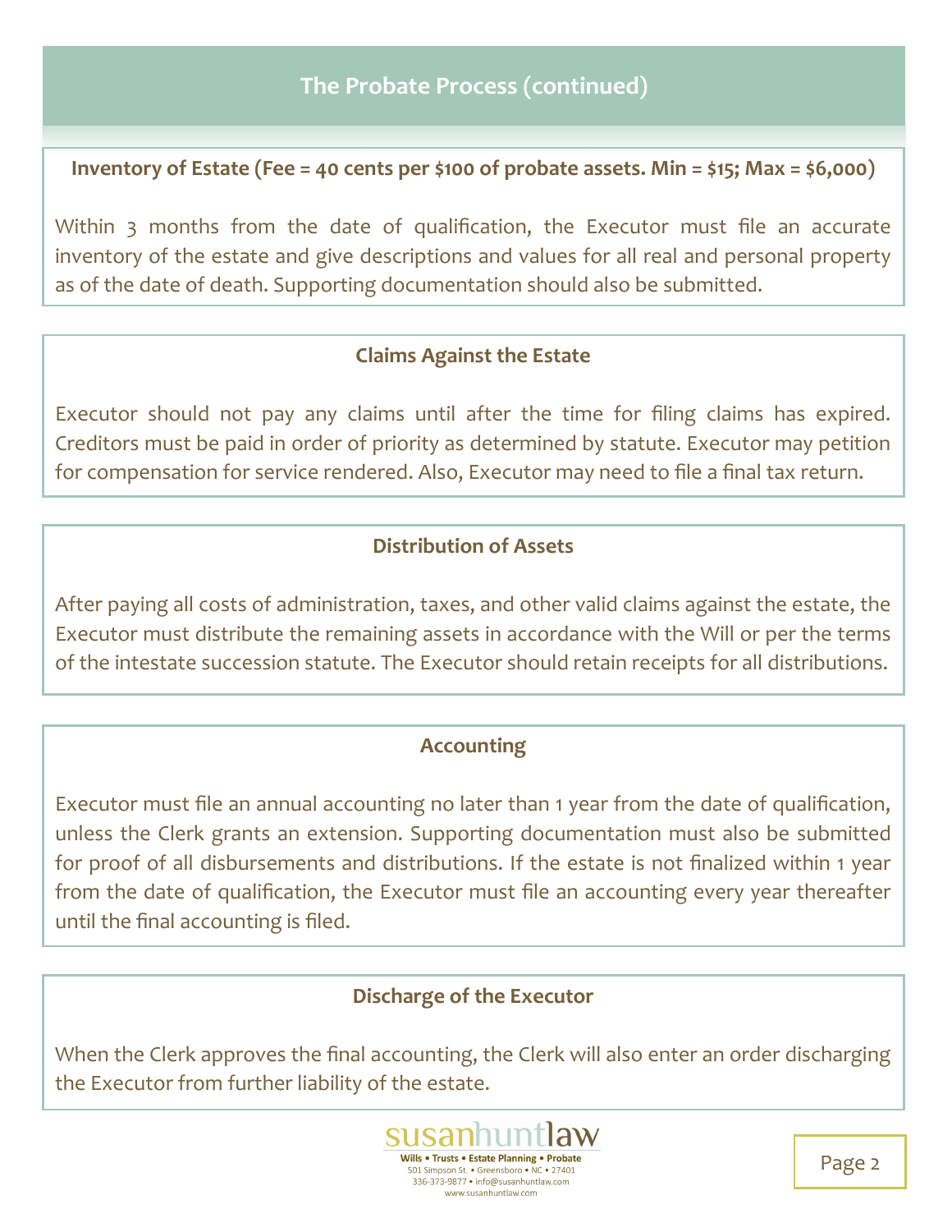## The Probate Process (continued)

### Inventory of Estate (Fee = 40 cents per $100 of probate assets. Min = $15; Max = $6,000)

Within 3 months from the date of qualification, the Executor must file an accurate inventory of the estate and give descriptions and values for all real and personal property as of the date of death. Supporting documentation should also be submitted.

### Claims Against the Estate

Executor should not pay any claims until after the time for filing claims has expired. Creditors must be paid in order of priority as determined by statute. Executor may petition for compensation for service rendered. Also, Executor may need to file a final tax return.

### Distribution of Assets

After paying all costs of administration, taxes, and other valid claims against the estate, the Executor must distribute the remaining assets in accordance with the Will or per the terms of the intestate succession statute. The Executor should retain receipts for all distributions.

### Accounting

Executor must file an annual accounting no later than 1 year from the date of qualification, unless the Clerk grants an extension. Supporting documentation must also be submitted for proof of all disbursements and distributions. If the estate is not finalized within 1 year from the date of qualification, the Executor must file an accounting every year thereafter until the final accounting is filed.

### Discharge of the Executor

When the Clerk approves the final accounting, the Clerk will also enter an order discharging the Executor from further liability of the estate.

susanhuntlaw
Wills • Trusts • Estate Planning • Probate
501 Simpson St. • Greensboro • NC • 27401
336-373-9877 • info@susanhuntlaw.com
www.susanhuntlaw.com